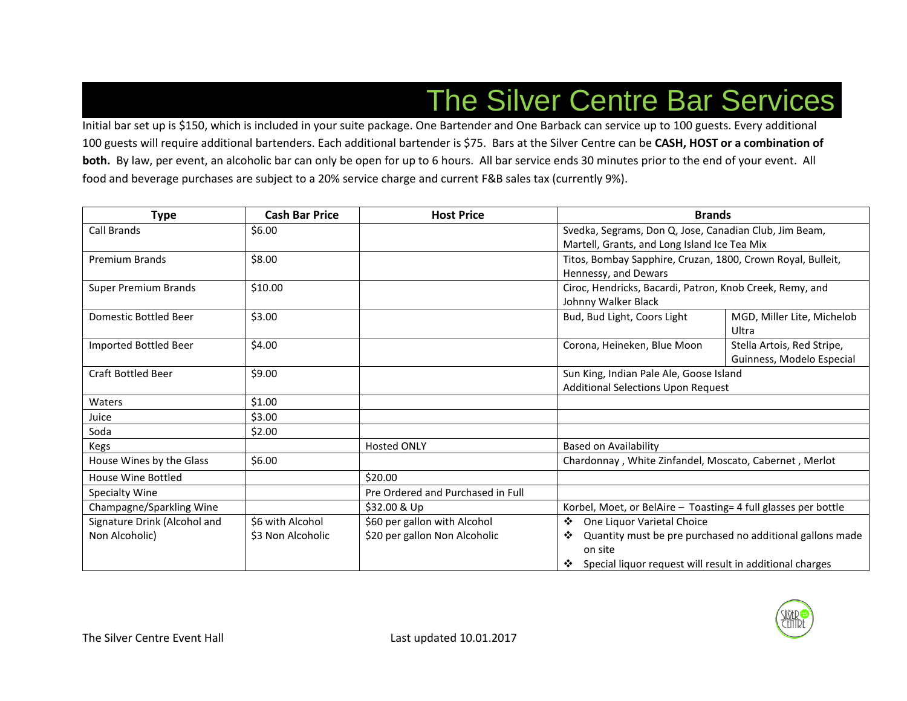# The Silver Centre Bar Services

Initial bar set up is $150, which is included in your suite package. One Bartender and One Barback can service up to 100 guests. Every additional 100 guests will require additional bartenders. Each additional bartender is $75. Bars at the Silver Centre can be **CASH, HOST or a combination of both.** By law, per event, an alcoholic bar can only be open for up to 6 hours. All bar service ends 30 minutes prior to the end of your event. All food and beverage purchases are subject to a 20% service charge and current F&B sales tax (currently 9%).

| Type | Cash Bar Price | Host Price | Brands | |
|---|---|---|---|---|
| Call Brands | $6.00 | | Svedka, Segrams, Don Q, Jose, Canadian Club, Jim Beam, Martell, Grants, and Long Island Ice Tea Mix | |
| Premium Brands | $8.00 | | Titos, Bombay Sapphire, Cruzan, 1800, Crown Royal, Bulleit, Hennessy, and Dewars | |
| Super Premium Brands | $10.00 | | Ciroc, Hendricks, Bacardi, Patron, Knob Creek, Remy, and Johnny Walker Black | |
| Domestic Bottled Beer | $3.00 | | Bud, Bud Light, Coors Light | MGD, Miller Lite, Michelob Ultra |
| Imported Bottled Beer | $4.00 | | Corona, Heineken, Blue Moon | Stella Artois, Red Stripe, Guinness, Modelo Especial |
| Craft Bottled Beer | $9.00 | | Sun King, Indian Pale Ale, Goose Island<br>Additional Selections Upon Request | |
| Waters | $1.00 | | | |
| Juice | $3.00 | | | |
| Soda | $2.00 | | | |
| Kegs | | Hosted ONLY | Based on Availability | |
| House Wines by the Glass | $6.00 | | Chardonnay , White Zinfandel, Moscato, Cabernet , Merlot | |
| House Wine Bottled | | $20.00 | | |
| Specialty Wine | | Pre Ordered and Purchased in Full | | |
| Champagne/Sparkling Wine | | $32.00 & Up | Korbel, Moet, or BelAire – Toasting= 4 full glasses per bottle | |
| Signature Drink (Alcohol and Non Alcoholic) | $6 with Alcohol<br>$3 Non Alcoholic | $60 per gallon with Alcohol<br>$20 per gallon Non Alcoholic | ❖ One Liquor Varietal Choice<br>❖ Quantity must be pre purchased no additional gallons made on site<br>❖ Special liquor request will result in additional charges | |

The Silver Centre Event Hall Last updated 10.01.2017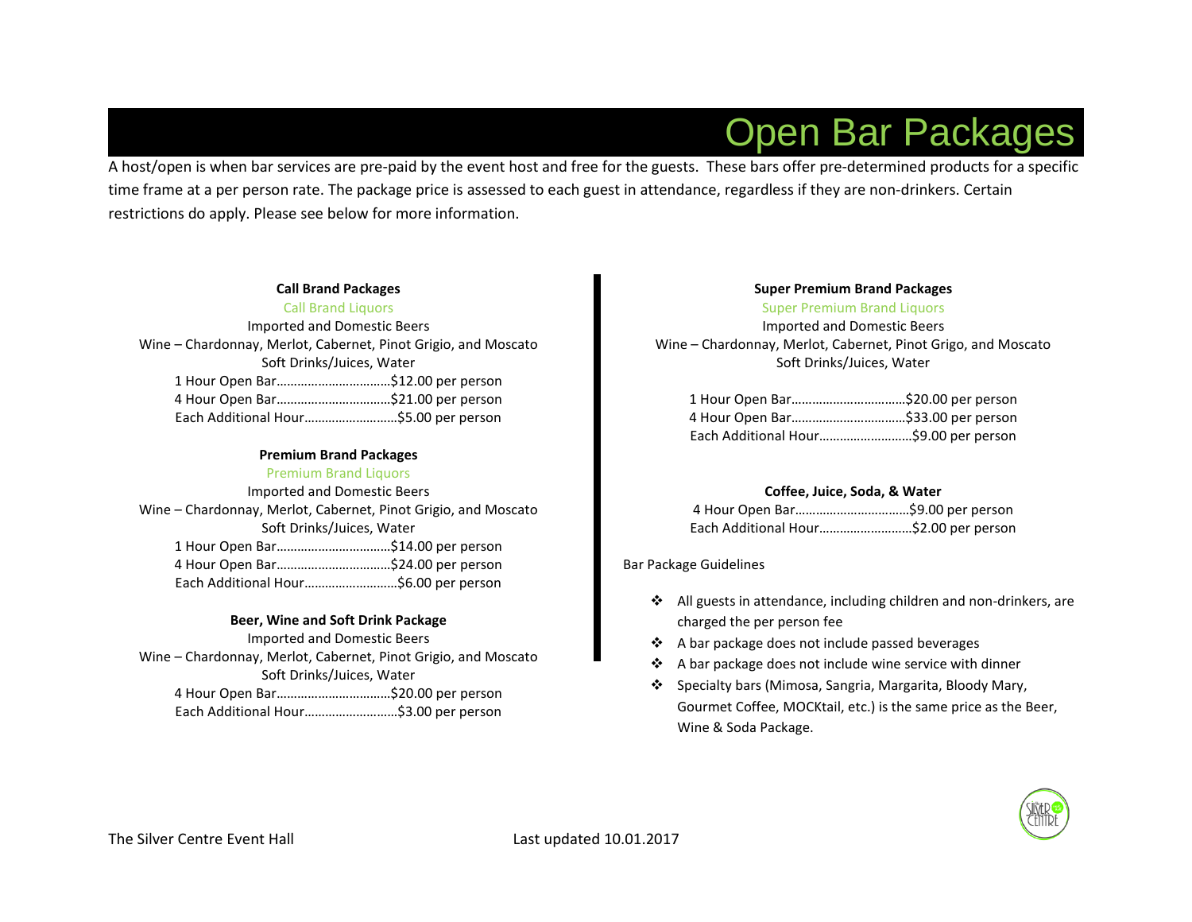# Open Bar Packages

A host/open is when bar services are pre-paid by the event host and free for the guests. These bars offer pre-determined products for a specific time frame at a per person rate. The package price is assessed to each guest in attendance, regardless if they are non-drinkers. Certain restrictions do apply. Please see below for more information.

**Call Brand Packages**

Call Brand Liquors
Imported and Domestic Beers
Wine – Chardonnay, Merlot, Cabernet, Pinot Grigio, and Moscato
Soft Drinks/Juices, Water

1 Hour Open Bar……………………………$12.00 per person
4 Hour Open Bar……………………………$21.00 per person
Each Additional Hour………………………$5.00 per person

**Premium Brand Packages**

Premium Brand Liquors
Imported and Domestic Beers
Wine – Chardonnay, Merlot, Cabernet, Pinot Grigio, and Moscato
Soft Drinks/Juices, Water

1 Hour Open Bar……………………………$14.00 per person
4 Hour Open Bar……………………………$24.00 per person
Each Additional Hour………………………$6.00 per person

**Beer, Wine and Soft Drink Package**

Imported and Domestic Beers
Wine – Chardonnay, Merlot, Cabernet, Pinot Grigio, and Moscato
Soft Drinks/Juices, Water

4 Hour Open Bar……………………………$20.00 per person
Each Additional Hour………………………$3.00 per person

**Super Premium Brand Packages**

Super Premium Brand Liquors
Imported and Domestic Beers
Wine – Chardonnay, Merlot, Cabernet, Pinot Grigo, and Moscato
Soft Drinks/Juices, Water

1 Hour Open Bar……………………………$20.00 per person
4 Hour Open Bar……………………………$33.00 per person
Each Additional Hour………………………$9.00 per person

**Coffee, Juice, Soda, & Water**

4 Hour Open Bar……………………………$9.00 per person
Each Additional Hour………………………$2.00 per person

Bar Package Guidelines

- All guests in attendance, including children and non-drinkers, are charged the per person fee
- A bar package does not include passed beverages
- A bar package does not include wine service with dinner
- Specialty bars (Mimosa, Sangria, Margarita, Bloody Mary, Gourmet Coffee, MOCKtail, etc.) is the same price as the Beer, Wine & Soda Package.

The Silver Centre Event Hall
Last updated 10.01.2017